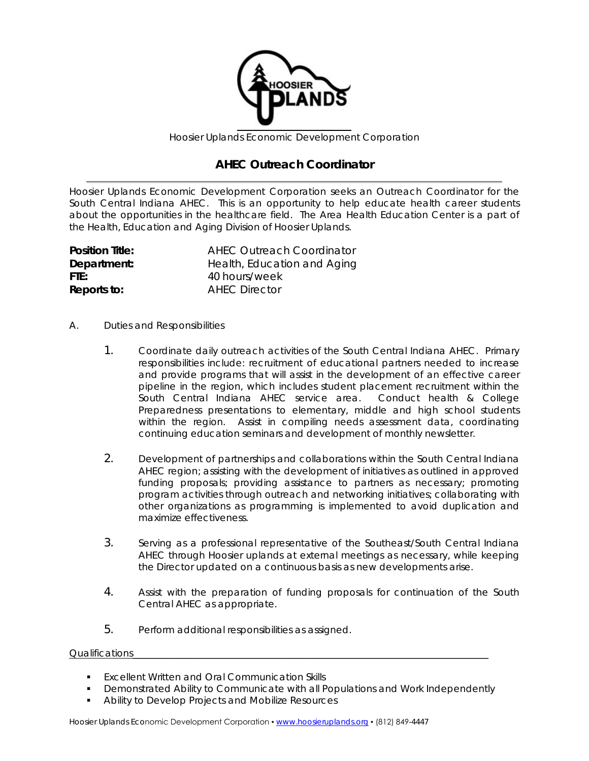Hoosier Uplands Economic Development Corporation

# AHEC Outreach Coordinator

Hoosier Uplands Economic Development Corporation seeks an Outreach Coordinator for the South Central Indiana AHEC. This is an opportunity to help educate health career students about the opportunities in the healthcare field. The Area Health Education Center is a part of the Health, Education and Aging Division of Hoosier Uplands.

**Position Title:** AHEC Outreach Coordinator
**Department:** Health, Education and Aging
**FTE:** 40 hours/week
**Reports to:** AHEC Director

A. Duties and Responsibilities

1. Coordinate daily outreach activities of the South Central Indiana AHEC. Primary responsibilities include: recruitment of educational partners needed to increase and provide programs that will assist in the development of an effective career pipeline in the region, which includes student placement recruitment within the South Central Indiana AHEC service area. Conduct health & College Preparedness presentations to elementary, middle and high school students within the region. Assist in compiling needs assessment data, coordinating continuing education seminars and development of monthly newsletter.

2. Development of partnerships and collaborations within the South Central Indiana AHEC region; assisting with the development of initiatives as outlined in approved funding proposals; providing assistance to partners as necessary; promoting program activities through outreach and networking initiatives; collaborating with other organizations as programming is implemented to avoid duplication and maximize effectiveness.

3. Serving as a professional representative of the Southeast/South Central Indiana AHEC through Hoosier uplands at external meetings as necessary, while keeping the Director updated on a continuous basis as new developments arise.

4. Assist with the preparation of funding proposals for continuation of the South Central AHEC as appropriate.

5. Perform additional responsibilities as assigned.

Qualifications

- Excellent Written and Oral Communication Skills
- Demonstrated Ability to Communicate with all Populations and Work Independently
- Ability to Develop Projects and Mobilize Resources

Hoosier Uplands Economic Development Corporation ▪ www.hoosieruplands.org ▪ (812) 849-4447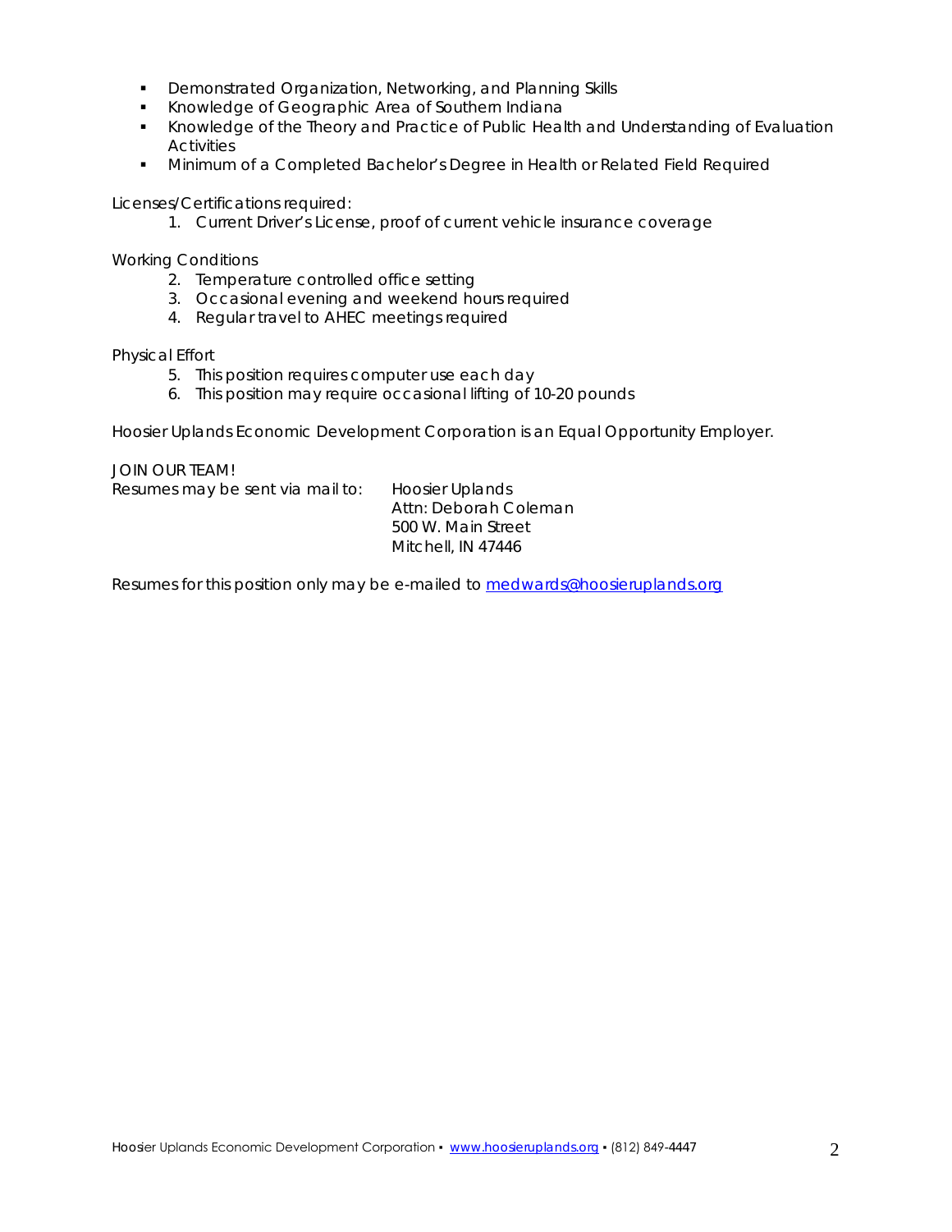- Demonstrated Organization, Networking, and Planning Skills
- Knowledge of Geographic Area of Southern Indiana
- Knowledge of the Theory and Practice of Public Health and Understanding of Evaluation Activities
- Minimum of a Completed Bachelor's Degree in Health or Related Field Required

Licenses/Certifications required:

1. Current Driver's License, proof of current vehicle insurance coverage

Working Conditions

2. Temperature controlled office setting
3. Occasional evening and weekend hours required
4. Regular travel to AHEC meetings required

Physical Effort

5. This position requires computer use each day
6. This position may require occasional lifting of 10-20 pounds

Hoosier Uplands Economic Development Corporation is an Equal Opportunity Employer.

JOIN OUR TEAM!

Resumes may be sent via mail to:

Hoosier Uplands
Attn: Deborah Coleman
500 W. Main Street
Mitchell, IN 47446

Resumes for this position only may be e-mailed to medwards@hoosieruplands.org

Hoosier Uplands Economic Development Corporation ▪ www.hoosieruplands.org ▪ (812) 849-4447